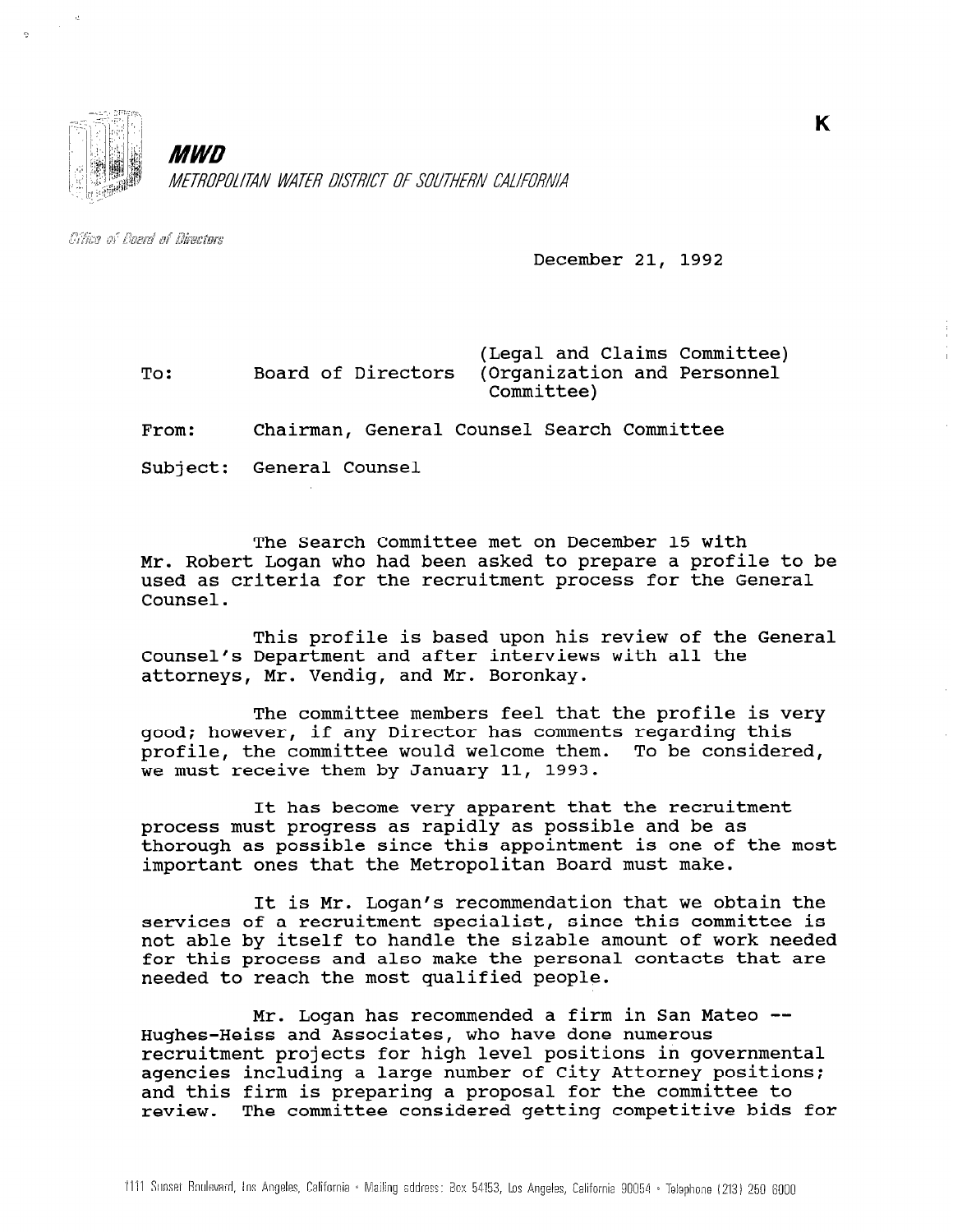K

**MWD**

*METROPOLITAN WATER DISTRICT OF SOUTHERN CALIFORNIA*

*Office of Board of Directors*

December 21, 1992

To: Board of Directors (Legal and Claims Committee) (Organization and Personnel Committee)

From: Chairman, General Counsel Search Committee

Subject: General Counsel

The Search Committee met on December 15 with Mr. Robert Logan who had been asked to prepare a profile to be used as criteria for the recruitment process for the General Counsel.

This profile is based upon his review of the General Counsel's Department and after interviews with all the attorneys, Mr. Vendig, and Mr. Boronkay.

The committee members feel that the profile is very good; however, if any Director has comments regarding this profile, the committee would welcome them. To be considered, we must receive them by January 11, 1993.

It has become very apparent that the recruitment process must progress as rapidly as possible and be as thorough as possible since this appointment is one of the most important ones that the Metropolitan Board must make.

It is Mr. Logan's recommendation that we obtain the services of a recruitment specialist, since this committee is not able by itself to handle the sizable amount of work needed for this process and also make the personal contacts that are needed to reach the most qualified people.

Mr. Logan has recommended a firm in San Mateo -- Hughes-Heiss and Associates, who have done numerous recruitment projects for high level positions in governmental agencies including a large number of City Attorney positions; and this firm is preparing a proposal for the committee to review. The committee considered getting competitive bids for

1111 Sunset Boulevard, Los Angeles, California • Mailing address: Box 54153, Los Angeles, California 90054 • Telephone (213) 250 6000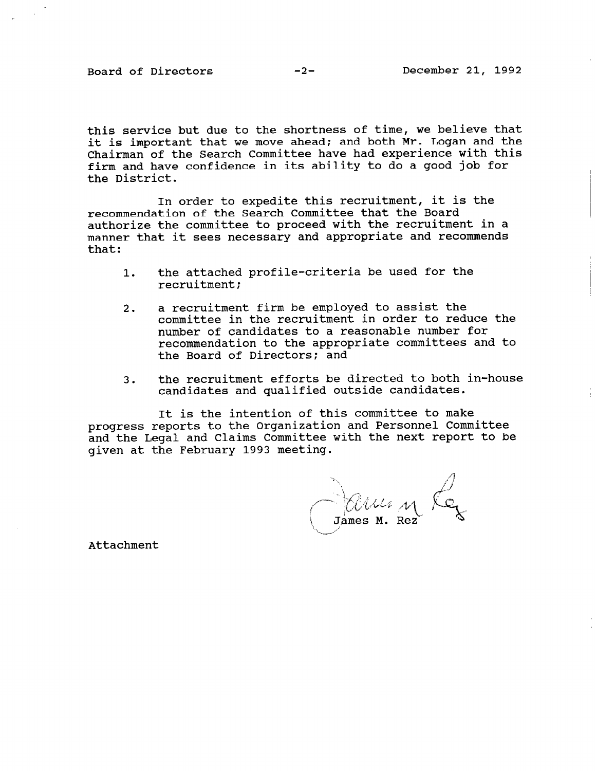this service but due to the shortness of time, we believe that it is important that we move ahead; and both Mr. Logan and the Chairman of the Search Committee have had experience with this firm and have confidence in its ability to do a good job for the District.

In order to expedite this recruitment, it is the recommendation of the Search Committee that the Board authorize the committee to proceed with the recruitment in a manner that it sees necessary and appropriate and recommends that:

1. the attached profile-criteria be used for the recruitment;

2. a recruitment firm be employed to assist the committee in the recruitment in order to reduce the number of candidates to a reasonable number for recommendation to the appropriate committees and to the Board of Directors; and

3. the recruitment efforts be directed to both in-house candidates and qualified outside candidates.

It is the intention of this committee to make progress reports to the Organization and Personnel Committee and the Legal and Claims Committee with the next report to be given at the February 1993 meeting.

James M. Rez

Attachment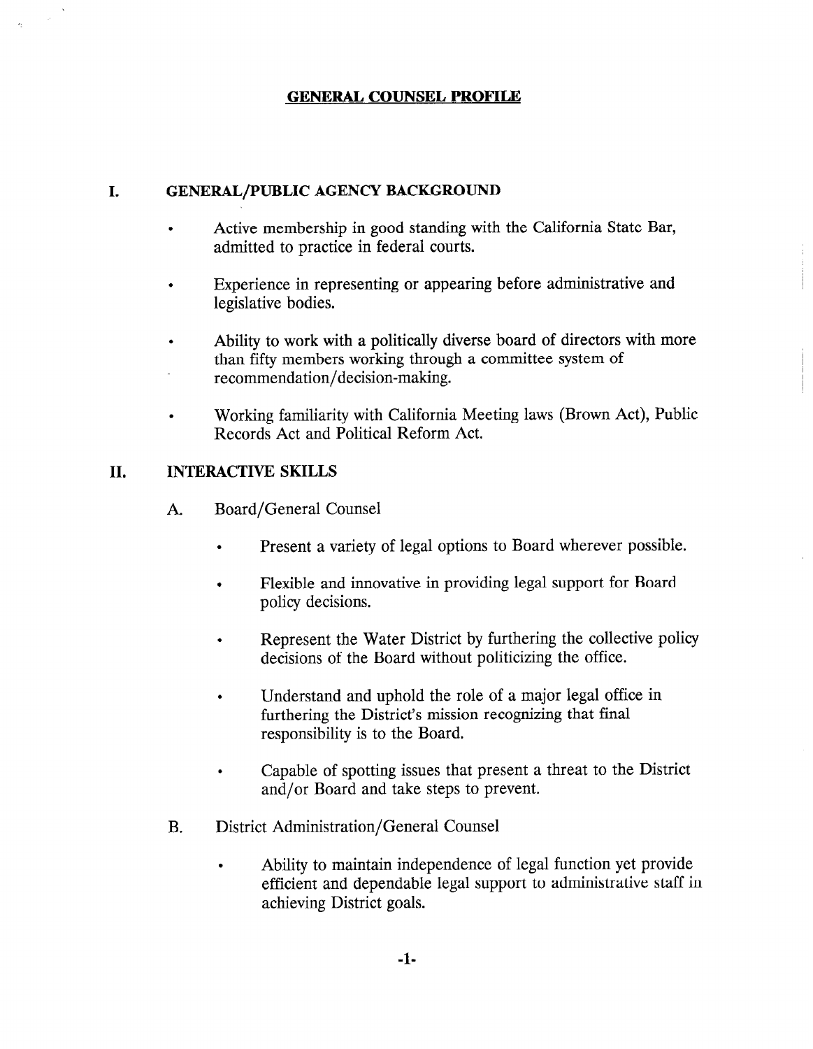# GENERAL COUNSEL PROFILE

## I. GENERAL/PUBLIC AGENCY BACKGROUND

- Active membership in good standing with the California State Bar, admitted to practice in federal courts.
- Experience in representing or appearing before administrative and legislative bodies.
- Ability to work with a politically diverse board of directors with more than fifty members working through a committee system of recommendation/decision-making.
- Working familiarity with California Meeting laws (Brown Act), Public Records Act and Political Reform Act.

## II. INTERACTIVE SKILLS

### A. Board/General Counsel

- Present a variety of legal options to Board wherever possible.
- Flexible and innovative in providing legal support for Board policy decisions.
- Represent the Water District by furthering the collective policy decisions of the Board without politicizing the office.
- Understand and uphold the role of a major legal office in furthering the District's mission recognizing that final responsibility is to the Board.
- Capable of spotting issues that present a threat to the District and/or Board and take steps to prevent.

### B. District Administration/General Counsel

- Ability to maintain independence of legal function yet provide efficient and dependable legal support to administrative staff in achieving District goals.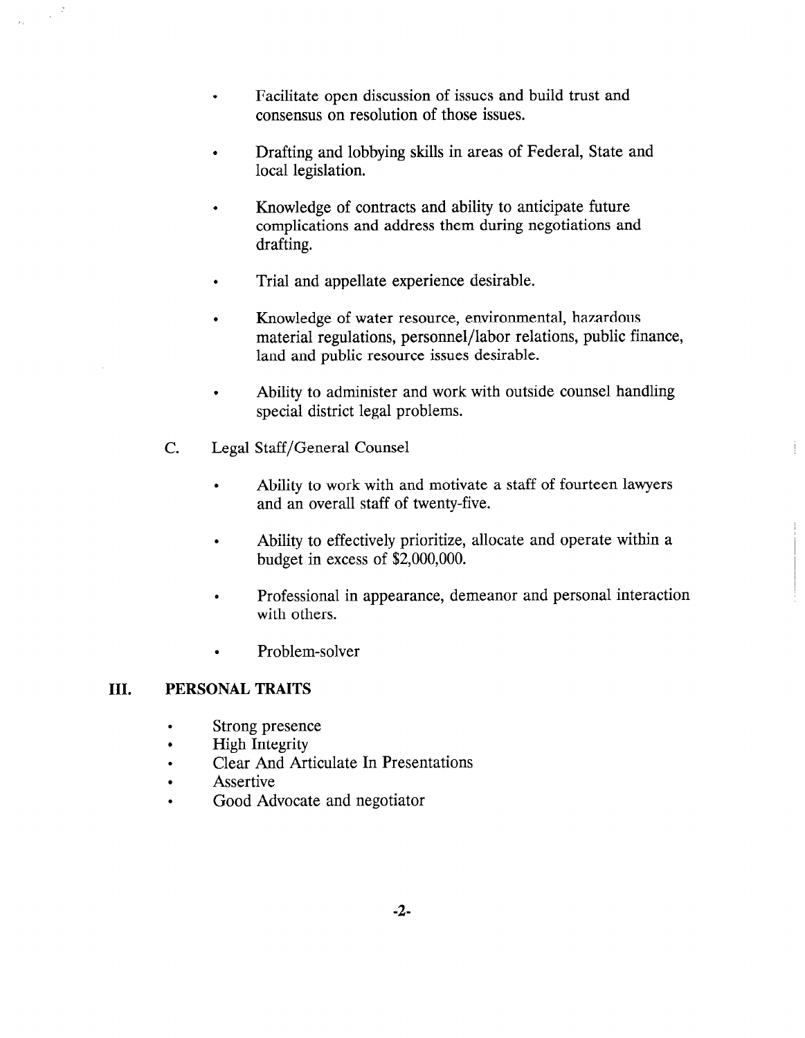- Facilitate open discussion of issues and build trust and consensus on resolution of those issues.

- Drafting and lobbying skills in areas of Federal, State and local legislation.

- Knowledge of contracts and ability to anticipate future complications and address them during negotiations and drafting.

- Trial and appellate experience desirable.

- Knowledge of water resource, environmental, hazardous material regulations, personnel/labor relations, public finance, land and public resource issues desirable.

- Ability to administer and work with outside counsel handling special district legal problems.

C. Legal Staff/General Counsel

- Ability to work with and motivate a staff of fourteen lawyers and an overall staff of twenty-five.

- Ability to effectively prioritize, allocate and operate within a budget in excess of $2,000,000.

- Professional in appearance, demeanor and personal interaction with others.

- Problem-solver

## III. PERSONAL TRAITS

- Strong presence
- High Integrity
- Clear And Articulate In Presentations
- Assertive
- Good Advocate and negotiator